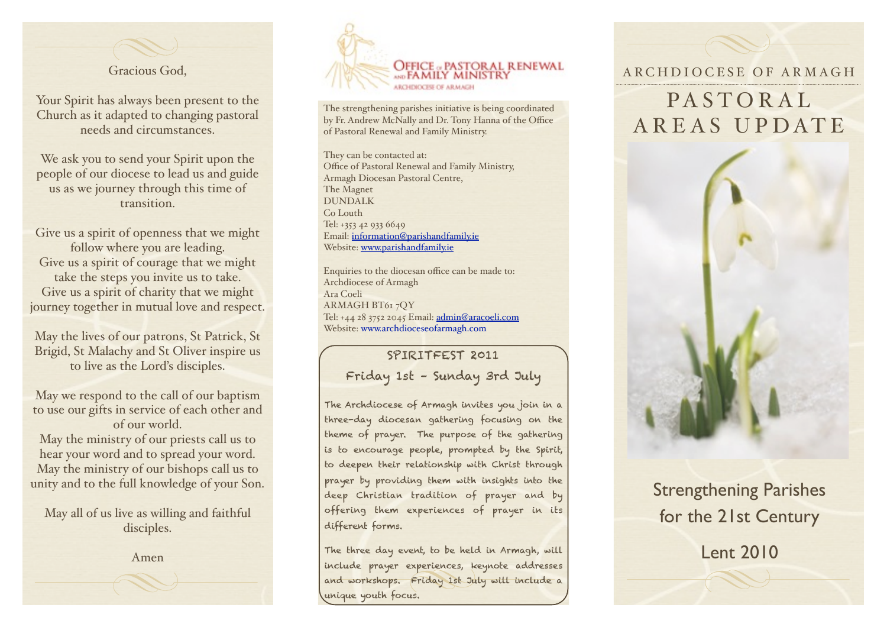Gracious God,

Your Spirit has always been present to the Church as it adapted to changing pastoral needs and circumstances.

We ask you to send your Spirit upon the people of our diocese to lead us and guide us as we journey through this time of transition.

Give us a spirit of openness that we might follow where you are leading.
Give us a spirit of courage that we might take the steps you invite us to take.
Give us a spirit of charity that we might journey together in mutual love and respect.

May the lives of our patrons, St Patrick, St Brigid, St Malachy and St Oliver inspire us to live as the Lord's disciples.

May we respond to the call of our baptism to use our gifts in service of each other and of our world.
May the ministry of our priests call us to hear your word and to spread your word.
May the ministry of our bishops call us to unity and to the full knowledge of your Son.

May all of us live as willing and faithful disciples.

Amen

**Office of Pastoral Renewal and Family Ministry**
Archdiocese of Armagh

The strengthening parishes initiative is being coordinated by Fr. Andrew McNally and Dr. Tony Hanna of the Office of Pastoral Renewal and Family Ministry.

They can be contacted at:
Office of Pastoral Renewal and Family Ministry,
Armagh Diocesan Pastoral Centre,
The Magnet
DUNDALK
Co Louth
Tel: +353 42 933 6649
Email: information@parishandfamily.ie
Website: www.parishandfamily.ie

Enquiries to the diocesan office can be made to:
Archdiocese of Armagh
Ara Coeli
ARMAGH BT61 7QY
Tel: +44 28 3752 2045 Email: admin@aracoeli.com
Website: www.archdioceseofarmagh.com

## SPIRITFEST 2011

### Friday 1st - Sunday 3rd July

The Archdiocese of Armagh invites you join in a three-day diocesan gathering focusing on the theme of prayer. The purpose of the gathering is to encourage people, prompted by the Spirit, to deepen their relationship with Christ through prayer by providing them with insights into the deep Christian tradition of prayer and by offering them experiences of prayer in its different forms.

The three day event, to be held in Armagh, will include prayer experiences, keynote addresses and workshops. Friday 1st July will include a unique youth focus.

ARCHDIOCESE OF ARMAGH

# PASTORAL AREAS UPDATE

## Strengthening Parishes for the 21st Century

## Lent 2010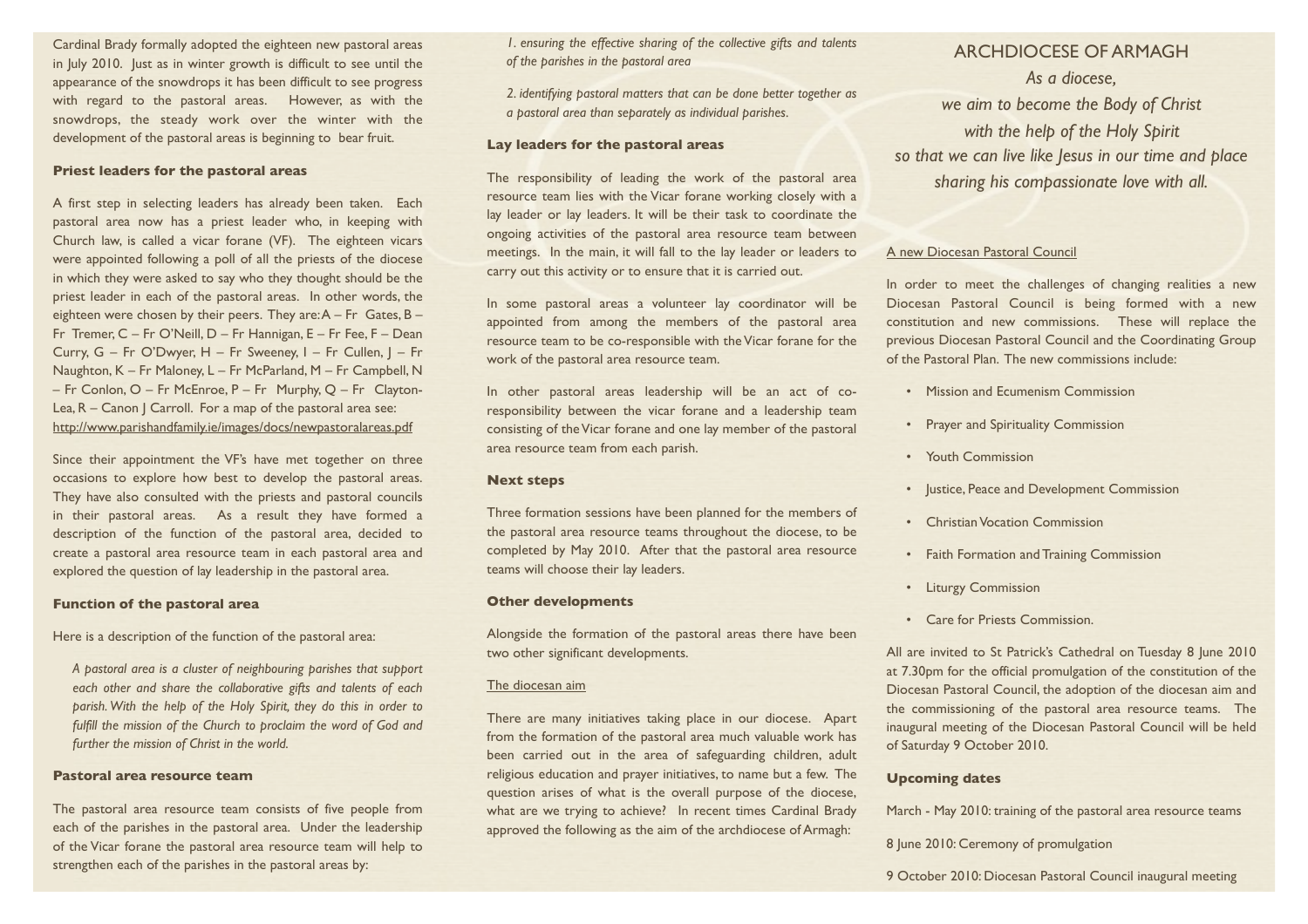Cardinal Brady formally adopted the eighteen new pastoral areas in July 2010. Just as in winter growth is difficult to see until the appearance of the snowdrops it has been difficult to see progress with regard to the pastoral areas. However, as with the snowdrops, the steady work over the winter with the development of the pastoral areas is beginning to bear fruit.

### Priest leaders for the pastoral areas

A first step in selecting leaders has already been taken. Each pastoral area now has a priest leader who, in keeping with Church law, is called a vicar forane (VF). The eighteen vicars were appointed following a poll of all the priests of the diocese in which they were asked to say who they thought should be the priest leader in each of the pastoral areas. In other words, the eighteen were chosen by their peers. They are: A – Fr Gates, B – Fr Tremer, C – Fr O'Neill, D – Fr Hannigan, E – Fr Fee, F – Dean Curry, G – Fr O'Dwyer, H – Fr Sweeney, I – Fr Cullen, J – Fr Naughton, K – Fr Maloney, L – Fr McParland, M – Fr Campbell, N – Fr Conlon, O – Fr McEnroe, P – Fr Murphy, Q – Fr Clayton-Lea, R – Canon J Carroll. For a map of the pastoral area see: http://www.parishandfamily.ie/images/docs/newpastoralareas.pdf

Since their appointment the VF's have met together on three occasions to explore how best to develop the pastoral areas. They have also consulted with the priests and pastoral councils in their pastoral areas. As a result they have formed a description of the function of the pastoral area, decided to create a pastoral area resource team in each pastoral area and explored the question of lay leadership in the pastoral area.

### Function of the pastoral area

Here is a description of the function of the pastoral area:

> *A pastoral area is a cluster of neighbouring parishes that support each other and share the collaborative gifts and talents of each parish. With the help of the Holy Spirit, they do this in order to fulfill the mission of the Church to proclaim the word of God and further the mission of Christ in the world.*

### Pastoral area resource team

The pastoral area resource team consists of five people from each of the parishes in the pastoral area. Under the leadership of the Vicar forane the pastoral area resource team will help to strengthen each of the parishes in the pastoral areas by:

> *1. ensuring the effective sharing of the collective gifts and talents of the parishes in the pastoral area*
>
> *2. identifying pastoral matters that can be done better together as a pastoral area than separately as individual parishes.*

### Lay leaders for the pastoral areas

The responsibility of leading the work of the pastoral area resource team lies with the Vicar forane working closely with a lay leader or lay leaders. It will be their task to coordinate the ongoing activities of the pastoral area resource team between meetings. In the main, it will fall to the lay leader or leaders to carry out this activity or to ensure that it is carried out.

In some pastoral areas a volunteer lay coordinator will be appointed from among the members of the pastoral area resource team to be co-responsible with the Vicar forane for the work of the pastoral area resource team.

In other pastoral areas leadership will be an act of co-responsibility between the vicar forane and a leadership team consisting of the Vicar forane and one lay member of the pastoral area resource team from each parish.

### Next steps

Three formation sessions have been planned for the members of the pastoral area resource teams throughout the diocese, to be completed by May 2010. After that the pastoral area resource teams will choose their lay leaders.

### Other developments

Alongside the formation of the pastoral areas there have been two other significant developments.

The diocesan aim

There are many initiatives taking place in our diocese. Apart from the formation of the pastoral area much valuable work has been carried out in the area of safeguarding children, adult religious education and prayer initiatives, to name but a few. The question arises of what is the overall purpose of the diocese, what are we trying to achieve? In recent times Cardinal Brady approved the following as the aim of the archdiocese of Armagh:

## ARCHDIOCESE OF ARMAGH

*As a diocese,*
*we aim to become the Body of Christ*
*with the help of the Holy Spirit*
*so that we can live like Jesus in our time and place*
*sharing his compassionate love with all.*

A new Diocesan Pastoral Council

In order to meet the challenges of changing realities a new Diocesan Pastoral Council is being formed with a new constitution and new commissions. These will replace the previous Diocesan Pastoral Council and the Coordinating Group of the Pastoral Plan. The new commissions include:

- Mission and Ecumenism Commission
- Prayer and Spirituality Commission
- Youth Commission
- Justice, Peace and Development Commission
- Christian Vocation Commission
- Faith Formation and Training Commission
- Liturgy Commission
- Care for Priests Commission.

All are invited to St Patrick's Cathedral on Tuesday 8 June 2010 at 7.30pm for the official promulgation of the constitution of the Diocesan Pastoral Council, the adoption of the diocesan aim and the commissioning of the pastoral area resource teams. The inaugural meeting of the Diocesan Pastoral Council will be held of Saturday 9 October 2010.

### Upcoming dates

March - May 2010: training of the pastoral area resource teams

8 June 2010: Ceremony of promulgation

9 October 2010: Diocesan Pastoral Council inaugural meeting